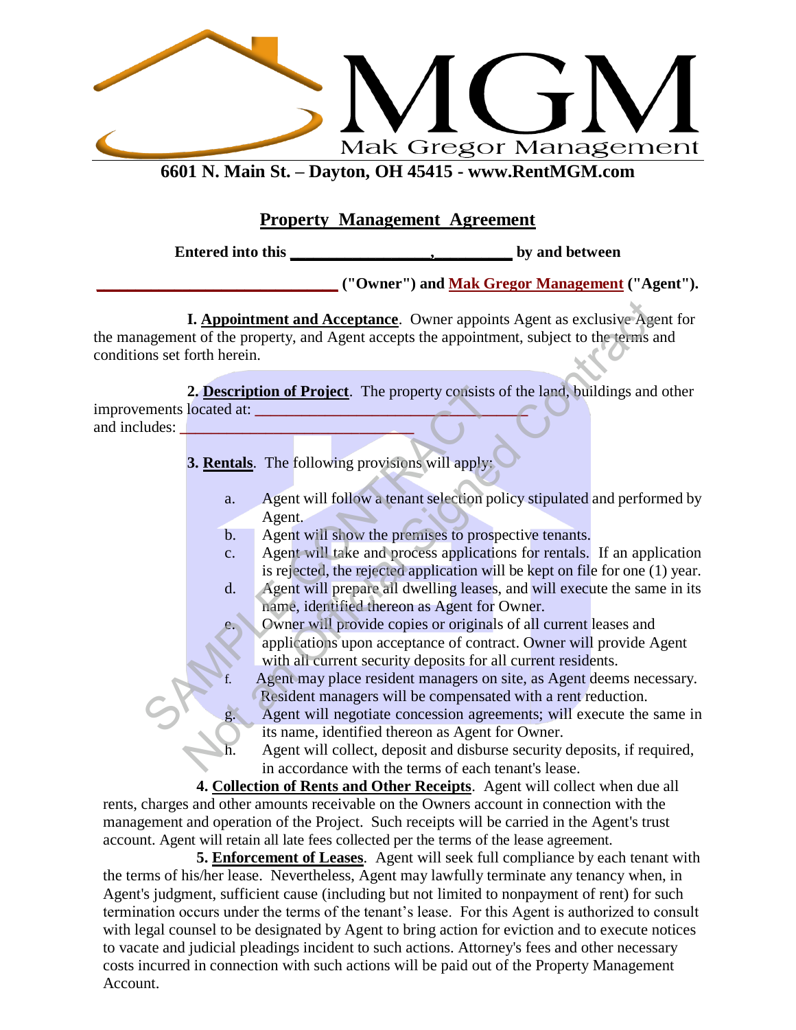MGM

Mak Gregor Management

**6601 N. Main St. – Dayton, OH 45415 - www.RentMGM.com**

## Property Management Agreement

**Entered into this _________________, __________ by and between**

**_____________________________ ("Owner") and Mak Gregor Management ("Agent").**

**I. Appointment and Acceptance**. Owner appoints Agent as exclusive Agent for the management of the property, and Agent accepts the appointment, subject to the terms and conditions set forth herein.

**2. Description of Project**. The property consists of the land, buildings and other improvements located at: ________________________________ and includes: ____________________________

**3. Rentals**. The following provisions will apply:

a. Agent will follow a tenant selection policy stipulated and performed by Agent.
b. Agent will show the premises to prospective tenants.
c. Agent will take and process applications for rentals. If an application is rejected, the rejected application will be kept on file for one (1) year.
d. Agent will prepare all dwelling leases, and will execute the same in its name, identified thereon as Agent for Owner.
e. Owner will provide copies or originals of all current leases and applications upon acceptance of contract. Owner will provide Agent with all current security deposits for all current residents.
f. Agent may place resident managers on site, as Agent deems necessary. Resident managers will be compensated with a rent reduction.
g. Agent will negotiate concession agreements; will execute the same in its name, identified thereon as Agent for Owner.
h. Agent will collect, deposit and disburse security deposits, if required, in accordance with the terms of each tenant's lease.

**4. Collection of Rents and Other Receipts**. Agent will collect when due all rents, charges and other amounts receivable on the Owners account in connection with the management and operation of the Project. Such receipts will be carried in the Agent's trust account. Agent will retain all late fees collected per the terms of the lease agreement.

**5. Enforcement of Leases**. Agent will seek full compliance by each tenant with the terms of his/her lease. Nevertheless, Agent may lawfully terminate any tenancy when, in Agent's judgment, sufficient cause (including but not limited to nonpayment of rent) for such termination occurs under the terms of the tenant's lease. For this Agent is authorized to consult with legal counsel to be designated by Agent to bring action for eviction and to execute notices to vacate and judicial pleadings incident to such actions. Attorney's fees and other necessary costs incurred in connection with such actions will be paid out of the Property Management Account.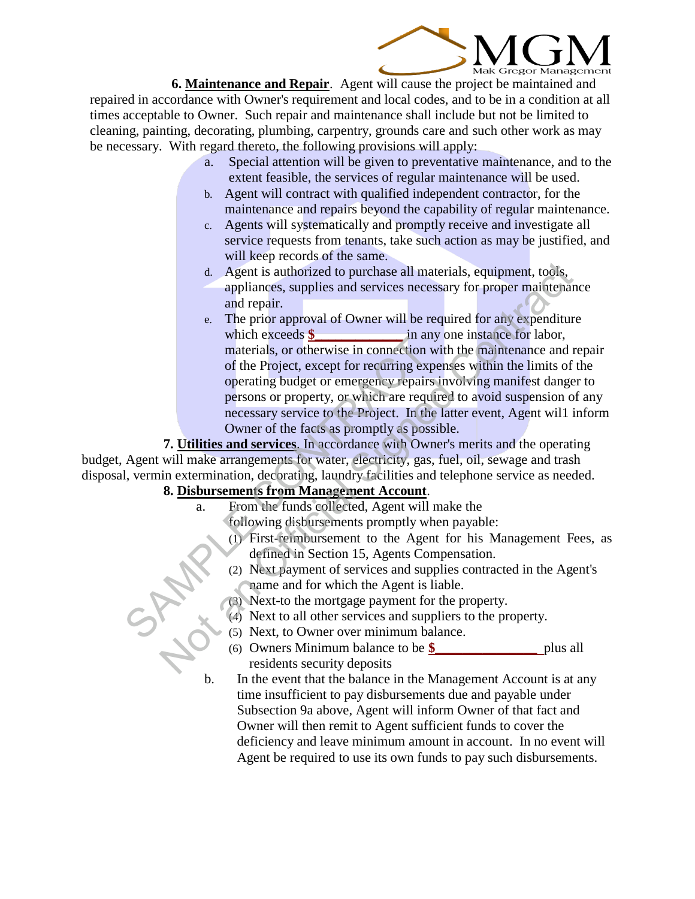**6. Maintenance and Repair**. Agent will cause the project be maintained and repaired in accordance with Owner's requirement and local codes, and to be in a condition at all times acceptable to Owner. Such repair and maintenance shall include but not be limited to cleaning, painting, decorating, plumbing, carpentry, grounds care and such other work as may be necessary. With regard thereto, the following provisions will apply:

a. Special attention will be given to preventative maintenance, and to the extent feasible, the services of regular maintenance will be used.

b. Agent will contract with qualified independent contractor, for the maintenance and repairs beyond the capability of regular maintenance.

c. Agents will systematically and promptly receive and investigate all service requests from tenants, take such action as may be justified, and will keep records of the same.

d. Agent is authorized to purchase all materials, equipment, tools, appliances, supplies and services necessary for proper maintenance and repair.

e. The prior approval of Owner will be required for any expenditure which exceeds **$____________** in any one instance for labor, materials, or otherwise in connection with the maintenance and repair of the Project, except for recurring expenses within the limits of the operating budget or emergency repairs involving manifest danger to persons or property, or which are required to avoid suspension of any necessary service to the Project. In the latter event, Agent wil1 inform Owner of the facts as promptly as possible.

**7. Utilities and services**. In accordance with Owner's merits and the operating budget, Agent will make arrangements for water, electricity, gas, fuel, oil, sewage and trash disposal, vermin extermination, decorating, laundry facilities and telephone service as needed.

**8. Disbursements from Management Account**.

a. From the funds collected, Agent will make the following disbursements promptly when payable:

(1) First-reimbursement to the Agent for his Management Fees, as defined in Section 15, Agents Compensation.

(2) Next payment of services and supplies contracted in the Agent's name and for which the Agent is liable.

(3) Next-to the mortgage payment for the property.

(4) Next to all other services and suppliers to the property.

(5) Next, to Owner over minimum balance.

(6) Owners Minimum balance to be **$_______________** plus all residents security deposits

b. In the event that the balance in the Management Account is at any time insufficient to pay disbursements due and payable under Subsection 9a above, Agent will inform Owner of that fact and Owner will then remit to Agent sufficient funds to cover the deficiency and leave minimum amount in account. In no event will Agent be required to use its own funds to pay such disbursements.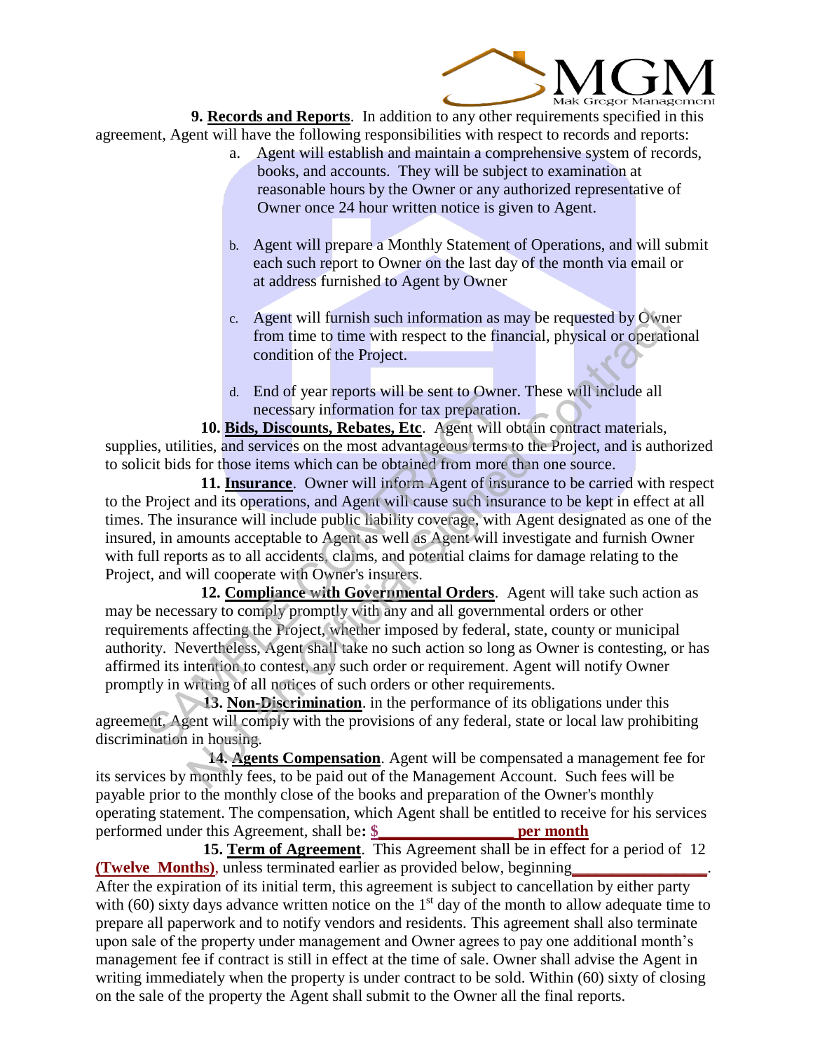**9. Records and Reports**. In addition to any other requirements specified in this agreement, Agent will have the following responsibilities with respect to records and reports:

a. Agent will establish and maintain a comprehensive system of records, books, and accounts. They will be subject to examination at reasonable hours by the Owner or any authorized representative of Owner once 24 hour written notice is given to Agent.

b. Agent will prepare a Monthly Statement of Operations, and will submit each such report to Owner on the last day of the month via email or at address furnished to Agent by Owner

c. Agent will furnish such information as may be requested by Owner from time to time with respect to the financial, physical or operational condition of the Project.

d. End of year reports will be sent to Owner. These will include all necessary information for tax preparation.

**10. Bids, Discounts, Rebates, Etc**. Agent will obtain contract materials, supplies, utilities, and services on the most advantageous terms to the Project, and is authorized to solicit bids for those items which can be obtained from more than one source.

**11. Insurance**. Owner will inform Agent of insurance to be carried with respect to the Project and its operations, and Agent will cause such insurance to be kept in effect at all times. The insurance will include public liability coverage, with Agent designated as one of the insured, in amounts acceptable to Agent as well as Agent will investigate and furnish Owner with full reports as to all accidents, claims, and potential claims for damage relating to the Project, and will cooperate with Owner's insurers.

**12. Compliance with Governmental Orders**. Agent will take such action as may be necessary to comply promptly with any and all governmental orders or other requirements affecting the Project, whether imposed by federal, state, county or municipal authority. Nevertheless, Agent shall take no such action so long as Owner is contesting, or has affirmed its intention to contest, any such order or requirement. Agent will notify Owner promptly in writing of all notices of such orders or other requirements.

**13. Non-Discrimination**. in the performance of its obligations under this agreement, Agent will comply with the provisions of any federal, state or local law prohibiting discrimination in housing.

**14. Agents Compensation**. Agent will be compensated a management fee for its services by monthly fees, to be paid out of the Management Account. Such fees will be payable prior to the monthly close of the books and preparation of the Owner's monthly operating statement. The compensation, which Agent shall be entitled to receive for his services performed under this Agreement, shall be**: $________________ per month**

**15. Term of Agreement**. This Agreement shall be in effect for a period of 12 **(Twelve Months)**, unless terminated earlier as provided below, beginning________________. After the expiration of its initial term, this agreement is subject to cancellation by either party with (60) sixty days advance written notice on the 1st day of the month to allow adequate time to prepare all paperwork and to notify vendors and residents. This agreement shall also terminate upon sale of the property under management and Owner agrees to pay one additional month's management fee if contract is still in effect at the time of sale. Owner shall advise the Agent in writing immediately when the property is under contract to be sold. Within (60) sixty of closing on the sale of the property the Agent shall submit to the Owner all the final reports.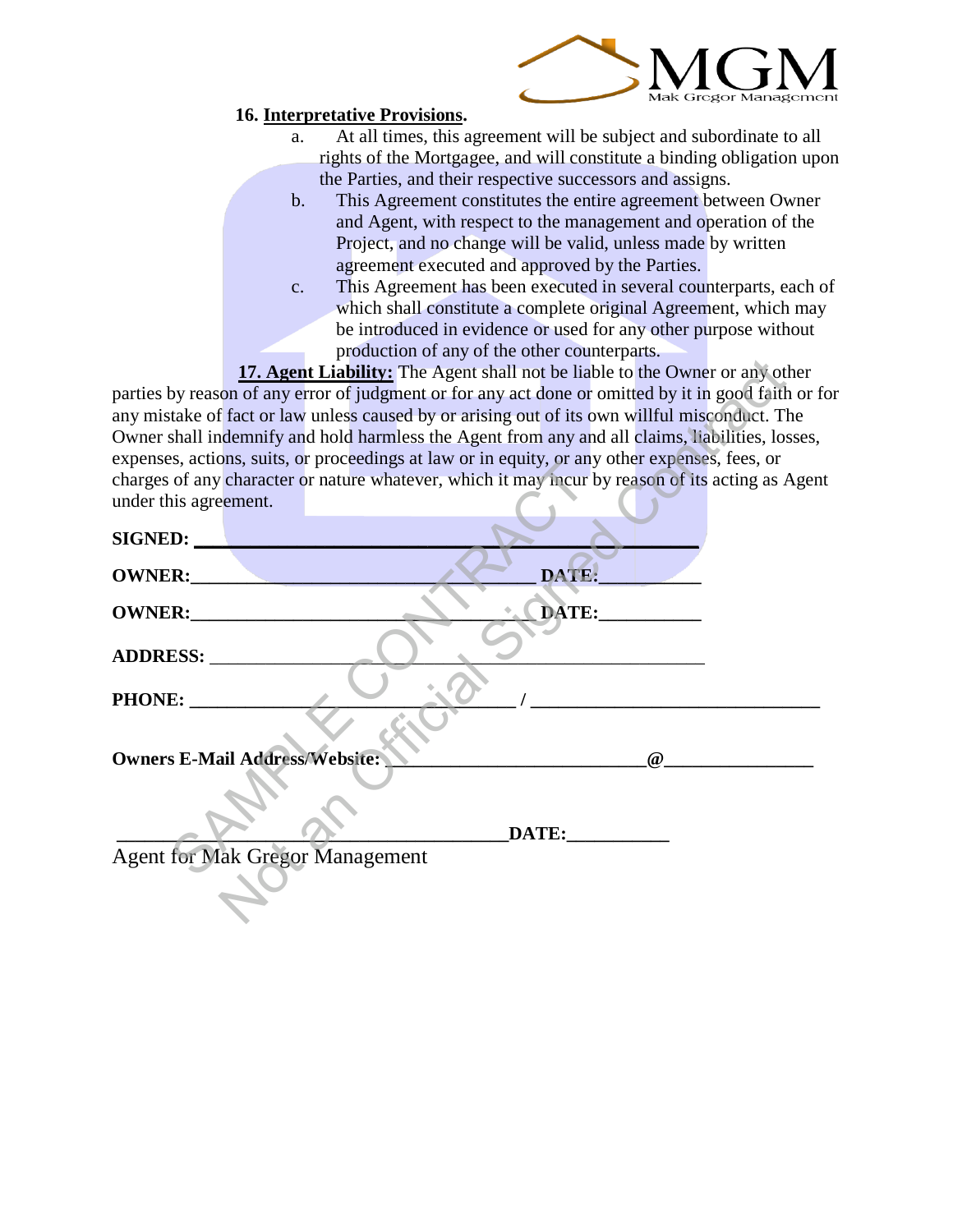**16. <u>Interpretative Provisions</u>.**

a. At all times, this agreement will be subject and subordinate to all rights of the Mortgagee, and will constitute a binding obligation upon the Parties, and their respective successors and assigns.

b. This Agreement constitutes the entire agreement between Owner and Agent, with respect to the management and operation of the Project, and no change will be valid, unless made by written agreement executed and approved by the Parties.

c. This Agreement has been executed in several counterparts, each of which shall constitute a complete original Agreement, which may be introduced in evidence or used for any other purpose without production of any of the other counterparts.

**<u>17. Agent Liability:</u>** The Agent shall not be liable to the Owner or any other parties by reason of any error of judgment or for any act done or omitted by it in good faith or for any mistake of fact or law unless caused by or arising out of its own willful misconduct. The Owner shall indemnify and hold harmless the Agent from any and all claims, liabilities, losses, expenses, actions, suits, or proceedings at law or in equity, or any other expenses, fees, or charges of any character or nature whatever, which it may incur by reason of its acting as Agent under this agreement.

**SIGNED:** ______________________________________________

**OWNER:**______________________________ **DATE:**__________

**OWNER:**______________________________ **DATE:**__________

**ADDRESS:** ____________________________________________

**PHONE:** ____________________________ / ______________________________

**Owners E-Mail Address/Website:** ______________________@______________

______________________________________ **DATE:**__________

Agent for Mak Gregor Management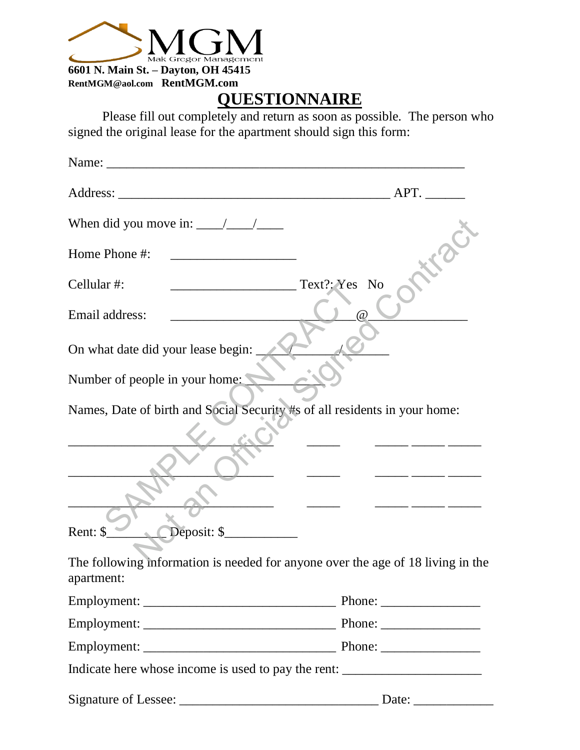MGM

Mak Gregor Management

**6601 N. Main St. – Dayton, OH 45415**

**RentMGM@aol.com RentMGM.com**

# QUESTIONNAIRE

Please fill out completely and return as soon as possible. The person who signed the original lease for the apartment should sign this form:

Name: ___________________________________________________

Address: _______________________________________ APT. ______

When did you move in: ____/____/____

Home Phone #: __________________

Cellular #: __________________ Text?: Yes No

Email address: ________________________@______________

On what date did your lease begin: _____/_______/_______

Number of people in your home: __________

Names, Date of birth and Social Security #s of all residents in your home:

______________________________ _____ _____ _____ _____

______________________________ _____ _____ _____ _____

______________________________ _____ _____ _____ _____

Rent: $_________ Deposit: $___________

The following information is needed for anyone over the age of 18 living in the apartment:

Employment: ____________________________ Phone: ______________

Employment: ____________________________ Phone: ______________

Employment: ____________________________ Phone: ______________

Indicate here whose income is used to pay the rent: ____________________

Signature of Lessee: _____________________________ Date: ___________

SAMPLE CONTRACT
Not an Official Signed Contract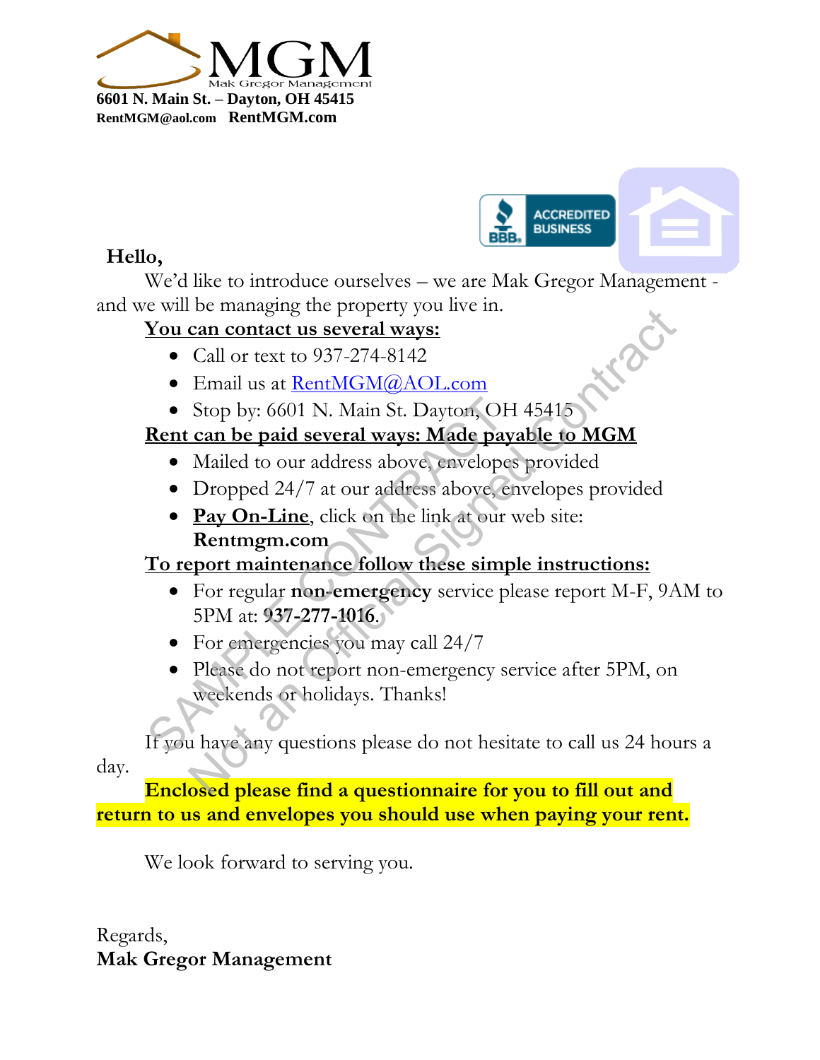MGM
Mak Gregor Management
**6601 N. Main St. – Dayton, OH 45415**
**RentMGM@aol.com RentMGM.com**

ACCREDITED BUSINESS

**Hello,**

We'd like to introduce ourselves – we are Mak Gregor Management - and we will be managing the property you live in.

**You can contact us several ways:**

- Call or text to 937-274-8142
- Email us at RentMGM@AOL.com
- Stop by: 6601 N. Main St. Dayton, OH 45415

**Rent can be paid several ways: Made payable to MGM**

- Mailed to our address above, envelopes provided
- Dropped 24/7 at our address above, envelopes provided
- **Pay On-Line**, click on the link at our web site: **Rentmgm.com**

**To report maintenance follow these simple instructions:**

- For regular **non-emergency** service please report M-F, 9AM to 5PM at: **937-277-1016**.
- For emergencies you may call 24/7
- Please do not report non-emergency service after 5PM, on weekends or holidays. Thanks!

If you have any questions please do not hesitate to call us 24 hours a day.

**Enclosed please find a questionnaire for you to fill out and return to us and envelopes you should use when paying your rent.**

We look forward to serving you.

Regards,
**Mak Gregor Management**

SAMPLE CONTRACT
Not an Official Signed Contract